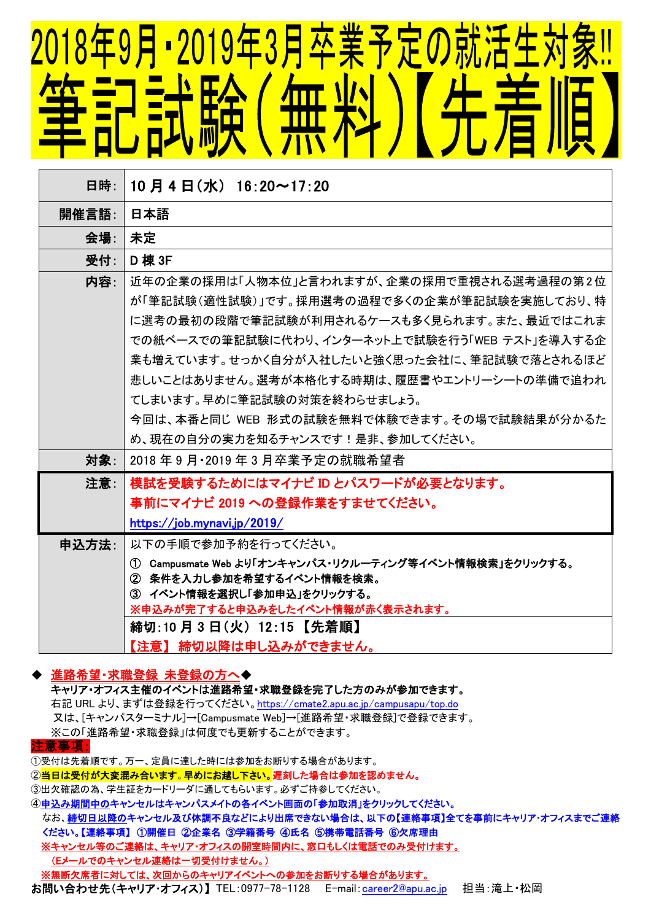# 2018年9月・2019年3月卒業予定の就活生対象!!

# 筆記試験（無料）【先着順】

| | |
|---|---|
| 日時： | 10 月 4 日（水） 16:20～17:20 |
| 開催言語： | 日本語 |
| 会場： | 未定 |
| 受付： | D 棟 3F |
| 内容： | 近年の企業の採用は「人物本位」と言われますが、企業の採用で重視される選考過程の第 2 位が「筆記試験（適性試験）」です。採用選考の過程で多くの企業が筆記試験を実施しており、特に選考の最初の段階で筆記試験が利用されるケースも多く見られます。また、最近ではこれまでの紙ベースでの筆記試験に代わり、インターネット上で試験を行う「WEB テスト」を導入する企業も増えています。せっかく自分が入社したいと強く思った会社に、筆記試験で落とされるほど悲しいことはありません。選考が本格化する時期は、履歴書やエントリーシートの準備で追われてしまいます。早めに筆記試験の対策を終わらせましょう。<br>今回は、本番と同じ WEB 形式の試験を無料で体験できます。その場で試験結果が分かるため、現在の自分の実力を知るチャンスです！是非、参加してください。 |
| 対象： | 2018 年 9 月・2019 年 3 月卒業予定の就職希望者 |
| 注意： | **模試を受験するためにはマイナビ ID とパスワードが必要となります。**<br>**事前にマイナビ 2019 への登録作業をすませてください。**<br>https://job.mynavi.jp/2019/ |
| 申込方法： | 以下の手順で参加予約を行ってください。<br>① Campusmate Web より「オンキャンパス・リクルーティング等イベント情報検索」をクリックする。<br>② 条件を入力し参加を希望するイベント情報を検索。<br>③ イベント情報を選択し「参加申込」をクリックする。<br>※申込みが完了すると申込みをしたイベント情報が赤く表示されます。 |
| | **締切：10 月 3 日（火） 12:15 【先着順】**<br>**【注意】 締切以降は申し込みができません。** |

◆ **進路希望・求職登録 未登録の方へ**◆

**キャリア・オフィス主催のイベントは進路希望・求職登録を完了した方のみが参加できます。**

右記 URL より、まずは登録を行ってください。https://cmate2.apu.ac.jp/campusapu/top.do

又は、[キャンパスターミナル]→[Campusmate Web]→[進路希望・求職登録]で登録できます。

※この「進路希望・求職登録」は何度でも更新することができます。

**注意事項：**

①受付は先着順です。万一、定員に達した時には参加をお断りする場合があります。

②**当日は受付が大変混み合います。早めにお越し下さい。遅刻した場合は参加を認めません。**

③出欠確認の為、学生証をカードリーダに通してもらいます。必ずご持参してください。

④**申込み期間中のキャンセルはキャンパスメイトの各イベント画面の「参加取消」をクリックしてください。**

なお、**締切日以降のキャンセル及び体調不良などにより出席できない場合は、以下の【連絡事項】全てを事前にキャリア・オフィスまでご連絡ください。【連絡事項】 ①開催日 ②企業名 ③学籍番号 ④氏名 ⑤携帯電話番号 ⑥欠席理由**

**※キャンセル等のご連絡は、キャリア・オフィスの開室時間内に、窓口もしくは電話でのみ受付けます。**

**（E メールでのキャンセル連絡は一切受付けません。）**

**※無断欠席者に対しては、次回からのキャリアイベントへの参加をお断りする場合があります。**

**お問い合わせ先（キャリア・オフィス）】** TEL：0977-78-1128　E-mail：career2@apu.ac.jp　担当：滝上・松岡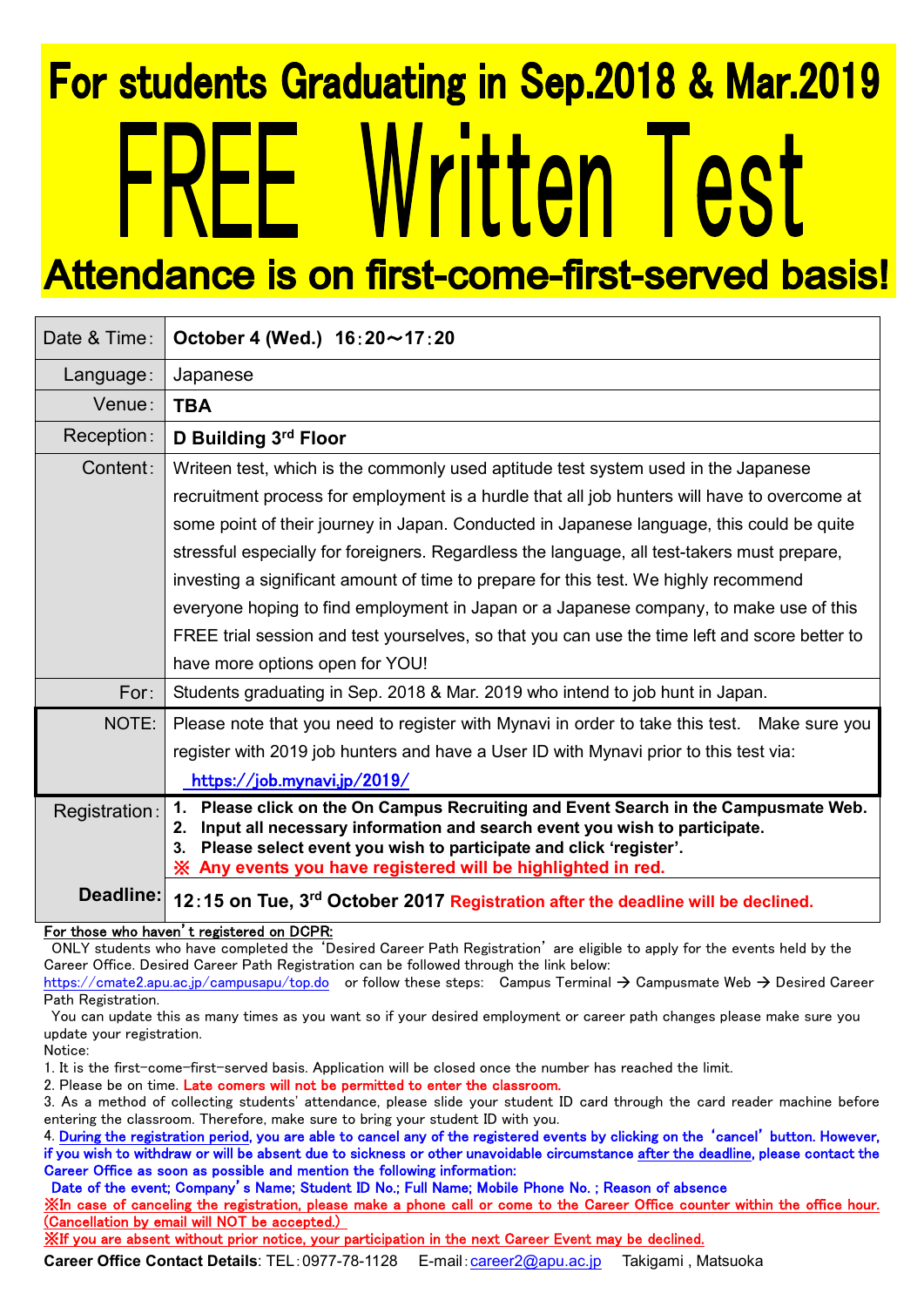# For students Graduating in Sep.2018 & Mar.2019

# FREE Written Test

## Attendance is on first-come-first-served basis!

| | |
|---|---|
| Date & Time: | **October 4 (Wed.) 16:20～17:20** |
| Language: | Japanese |
| Venue: | **TBA** |
| Reception: | **D Building 3rd Floor** |
| Content: | Writeen test, which is the commonly used aptitude test system used in the Japanese recruitment process for employment is a hurdle that all job hunters will have to overcome at some point of their journey in Japan. Conducted in Japanese language, this could be quite stressful especially for foreigners. Regardless the language, all test-takers must prepare, investing a significant amount of time to prepare for this test. We highly recommend everyone hoping to find employment in Japan or a Japanese company, to make use of this FREE trial session and test yourselves, so that you can use the time left and score better to have more options open for YOU! |
| For: | Students graduating in Sep. 2018 & Mar. 2019 who intend to job hunt in Japan. |
| NOTE: | Please note that you need to register with Mynavi in order to take this test. Make sure you register with 2019 job hunters and have a User ID with Mynavi prior to this test via: https://job.mynavi.jp/2019/ |
| Registration: | **1. Please click on the On Campus Recruiting and Event Search in the Campusmate Web.** **2. Input all necessary information and search event you wish to participate.** **3. Please select event you wish to participate and click 'register'.** **※ Any events you have registered will be highlighted in red.** |
| **Deadline:** | **12:15 on Tue, 3rd October 2017** **Registration after the deadline will be declined.** |

**For those who haven't registered on DCPR:**

ONLY students who have completed the 'Desired Career Path Registration' are eligible to apply for the events held by the Career Office. Desired Career Path Registration can be followed through the link below:
https://cmate2.apu.ac.jp/campusapu/top.do or follow these steps: Campus Terminal → Campusmate Web → Desired Career Path Registration.

You can update this as many times as you want so if your desired employment or career path changes please make sure you update your registration.

Notice:

1. It is the first-come-first-served basis. Application will be closed once the number has reached the limit.
2. Please be on time. Late comers will not be permitted to enter the classroom.
3. As a method of collecting students' attendance, please slide your student ID card through the card reader machine before entering the classroom. Therefore, make sure to bring your student ID with you.
4. During the registration period, you are able to cancel any of the registered events by clicking on the 'cancel' button. However, if you wish to withdraw or will be absent due to sickness or other unavoidable circumstance after the deadline, please contact the Career Office as soon as possible and mention the following information:
   Date of the event; Company's Name; Student ID No.; Full Name; Mobile Phone No. ; Reason of absence

※In case of canceling the registration, please make a phone call or come to the Career Office counter within the office hour. (Cancellation by email will NOT be accepted.)

※If you are absent without prior notice, your participation in the next Career Event may be declined.

**Career Office Contact Details**: TEL:0977-78-1128 E-mail:career2@apu.ac.jp Takigami , Matsuoka